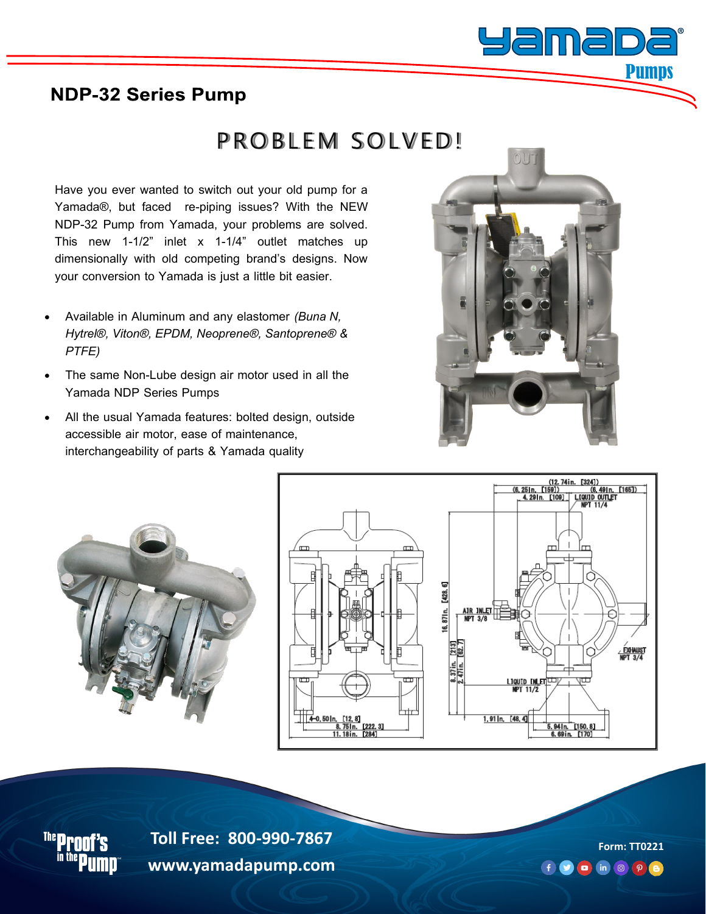## NDP-32 Series Pump

# PROBLEM SOLVED!

Have you ever wanted to switch out your old pump for a Yamada®, but faced re-piping issues? With the NEW NDP-32 Pump from Yamada, your problems are solved. This new 1-1/2" inlet x 1-1/4" outlet matches up dimensionally with old competing brand's designs. Now your conversion to Yamada is just a little bit easier.

- Available in Aluminum and any elastomer *(Buna N, Hytrel®, Viton®, EPDM, Neoprene®, Santoprene® & PTFE)*
- The same Non-Lube design air motor used in all the Yamada NDP Series Pumps
- All the usual Yamada features: bolted design, outside accessible air motor, ease of maintenance, interchangeability of parts & Yamada quality

**Toll Free: 800-990-7867**

**www.yamadapump.com**

**Form: TT0221**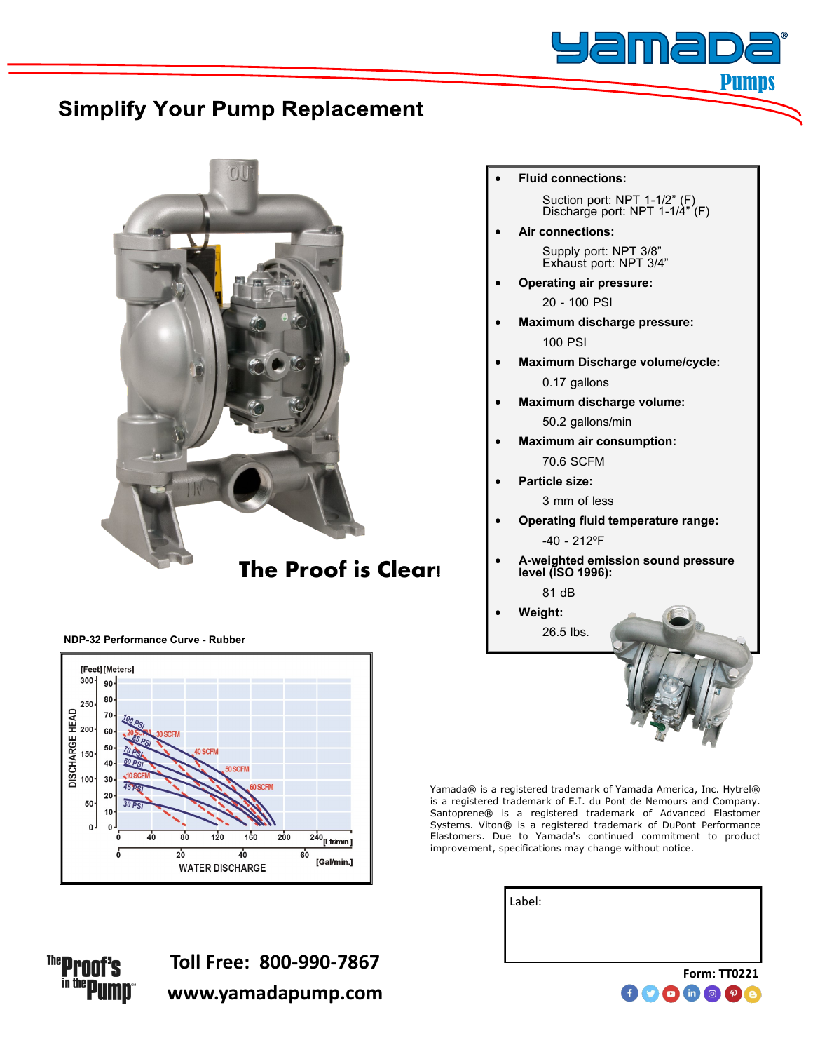yamaDa® Pumps

## Simplify Your Pump Replacement

The Proof is Clear!

- **Fluid connections:**

  Suction port: NPT 1-1/2" (F)
  Discharge port: NPT 1-1/4" (F)

- **Air connections:**

  Supply port: NPT 3/8"
  Exhaust port: NPT 3/4"

- **Operating air pressure:**

  20 - 100 PSI

- **Maximum discharge pressure:**

  100 PSI

- **Maximum Discharge volume/cycle:**

  0.17 gallons

- **Maximum discharge volume:**

  50.2 gallons/min

- **Maximum air consumption:**

  70.6 SCFM

- **Particle size:**

  3 mm of less

- **Operating fluid temperature range:**

  -40 - 212ºF

- **A-weighted emission sound pressure level (ISO 1996):**

  81 dB

- **Weight:**

  26.5 lbs.

**NDP-32 Performance Curve - Rubber**

[Feet] [Meters]
DISCHARGE HEAD
300 250 200 150 100 50 0
90 80 70 60 50 40 30 20 10 0
100 PSI
85 PSI
70 PSI
60 PSI
45 PSI
30 PSI
10 SCFM
20 SCFM
30 SCFM
40 SCFM
50 SCFM
60 SCFM
0 40 80 120 160 200 240 [Ltr/min.]
0 20 40 60 [Gal/min.]
WATER DISCHARGE

Yamada® is a registered trademark of Yamada America, Inc. Hytrel® is a registered trademark of E.I. du Pont de Nemours and Company. Santoprene® is a registered trademark of Advanced Elastomer Systems. Viton® is a registered trademark of DuPont Performance Elastomers. Due to Yamada's continued commitment to product improvement, specifications may change without notice.

Label:

The Proof's in the Pump

**Toll Free: 800-990-7867**

**www.yamadapump.com**

**Form: TT0221**